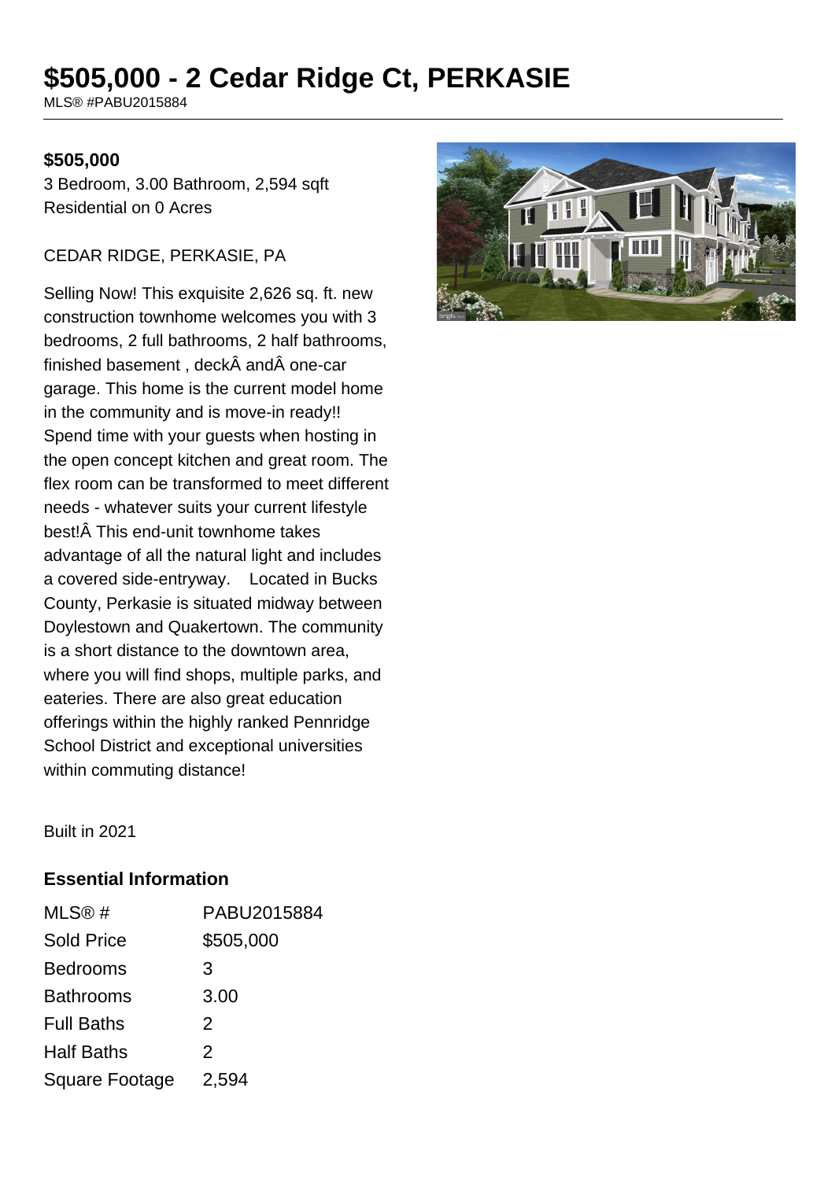# $505,000 - 2 Cedar Ridge Ct, PERKASIE

MLS® #PABU2015884

**$505,000**

3 Bedroom, 3.00 Bathroom, 2,594 sqft
Residential on 0 Acres

CEDAR RIDGE, PERKASIE, PA

Selling Now! This exquisite 2,626 sq. ft. new construction townhome welcomes you with 3 bedrooms, 2 full bathrooms, 2 half bathrooms, finished basement , deckÂ andÂ one-car garage. This home is the current model home in the community and is move-in ready!! Spend time with your guests when hosting in the open concept kitchen and great room. The flex room can be transformed to meet different needs - whatever suits your current lifestyle best!Â This end-unit townhome takes advantage of all the natural light and includes a covered side-entryway.  Located in Bucks County, Perkasie is situated midway between Doylestown and Quakertown. The community is a short distance to the downtown area, where you will find shops, multiple parks, and eateries. There are also great education offerings within the highly ranked Pennridge School District and exceptional universities within commuting distance!

Built in 2021

## Essential Information

| | |
|---|---|
| MLS® # | PABU2015884 |
| Sold Price | $505,000 |
| Bedrooms | 3 |
| Bathrooms | 3.00 |
| Full Baths | 2 |
| Half Baths | 2 |
| Square Footage | 2,594 |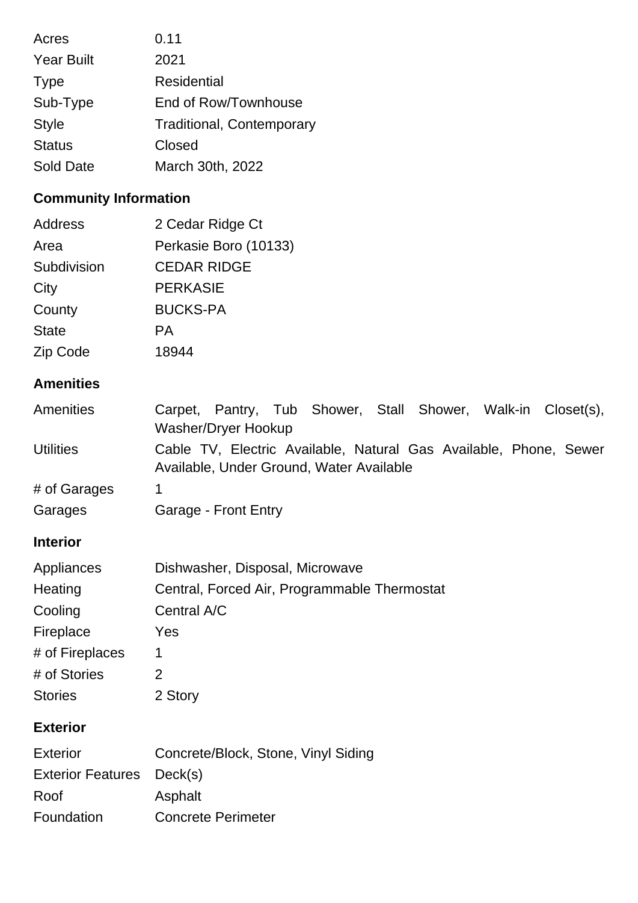| | |
|---|---|
| Acres | 0.11 |
| Year Built | 2021 |
| Type | Residential |
| Sub-Type | End of Row/Townhouse |
| Style | Traditional, Contemporary |
| Status | Closed |
| Sold Date | March 30th, 2022 |

### Community Information

| | |
|---|---|
| Address | 2 Cedar Ridge Ct |
| Area | Perkasie Boro (10133) |
| Subdivision | CEDAR RIDGE |
| City | PERKASIE |
| County | BUCKS-PA |
| State | PA |
| Zip Code | 18944 |

### Amenities

| | |
|---|---|
| Amenities | Carpet, Pantry, Tub Shower, Stall Shower, Walk-in Closet(s), Washer/Dryer Hookup |
| Utilities | Cable TV, Electric Available, Natural Gas Available, Phone, Sewer Available, Under Ground, Water Available |
| # of Garages | 1 |
| Garages | Garage - Front Entry |

### Interior

| | |
|---|---|
| Appliances | Dishwasher, Disposal, Microwave |
| Heating | Central, Forced Air, Programmable Thermostat |
| Cooling | Central A/C |
| Fireplace | Yes |
| # of Fireplaces | 1 |
| # of Stories | 2 |
| Stories | 2 Story |

### Exterior

| | |
|---|---|
| Exterior | Concrete/Block, Stone, Vinyl Siding |
| Exterior Features | Deck(s) |
| Roof | Asphalt |
| Foundation | Concrete Perimeter |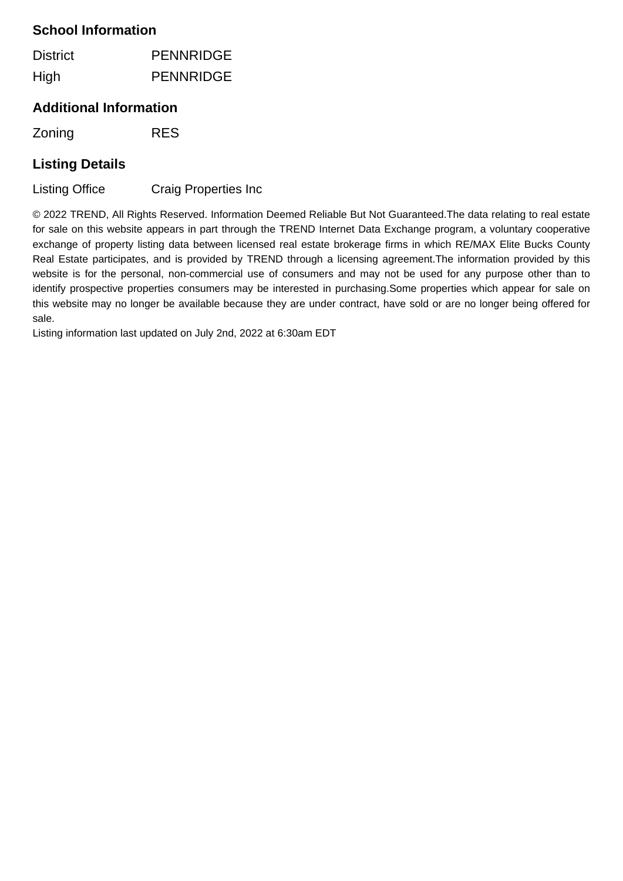### School Information

| | |
|---|---|
| District | PENNRIDGE |
| High | PENNRIDGE |

### Additional Information

| | |
|---|---|
| Zoning | RES |

### Listing Details

| | |
|---|---|
| Listing Office | Craig Properties Inc |

© 2022 TREND, All Rights Reserved. Information Deemed Reliable But Not Guaranteed.The data relating to real estate for sale on this website appears in part through the TREND Internet Data Exchange program, a voluntary cooperative exchange of property listing data between licensed real estate brokerage firms in which RE/MAX Elite Bucks County Real Estate participates, and is provided by TREND through a licensing agreement.The information provided by this website is for the personal, non-commercial use of consumers and may not be used for any purpose other than to identify prospective properties consumers may be interested in purchasing.Some properties which appear for sale on this website may no longer be available because they are under contract, have sold or are no longer being offered for sale.

Listing information last updated on July 2nd, 2022 at 6:30am EDT